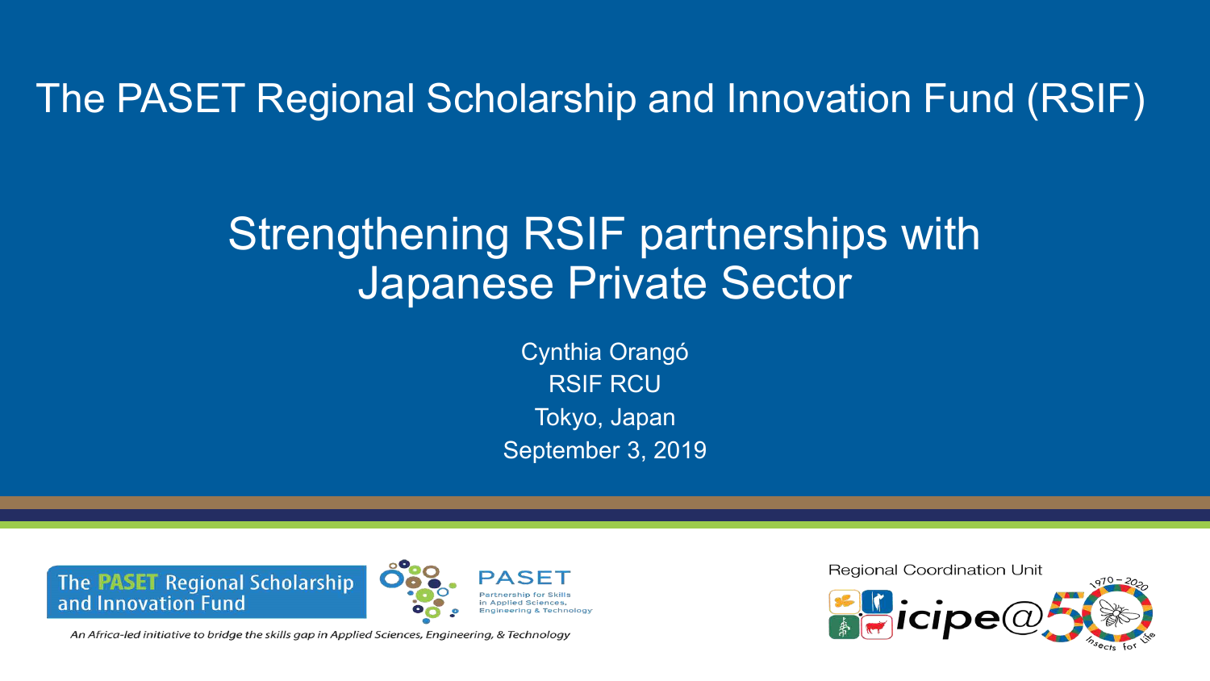# The PASET Regional Scholarship and Innovation Fund (RSIF)

## Strengthening RSIF partnerships with Japanese Private Sector

Cynthia Orangó
RSIF RCU
Tokyo, Japan
September 3, 2019

The PASET Regional Scholarship and Innovation Fund

PASET
Partnership for Skills in Applied Sciences, Engineering & Technology

*An Africa-led initiative to bridge the skills gap in Applied Sciences, Engineering, & Technology*

Regional Coordination Unit

icipe@50
1970 – 2020
Insects for Life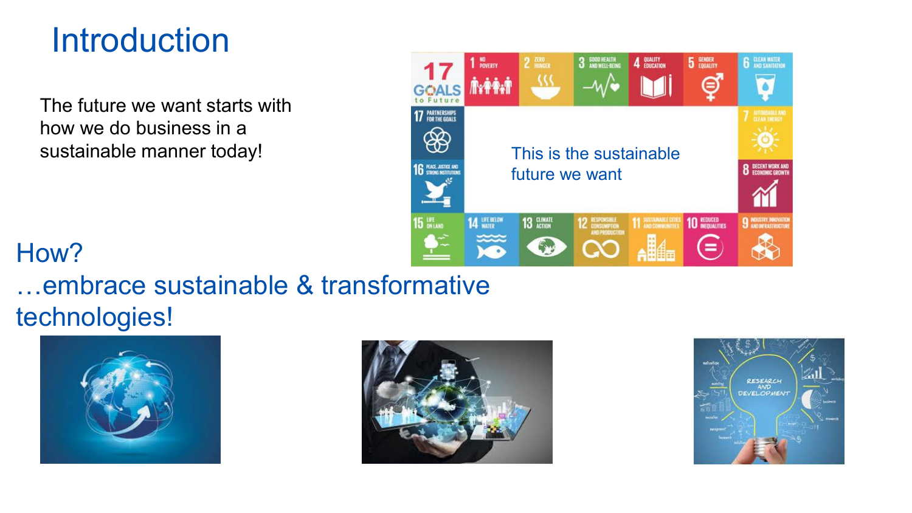# Introduction

The future we want starts with how we do business in a sustainable manner today!

This is the sustainable future we want

How?

…embrace sustainable & transformative technologies!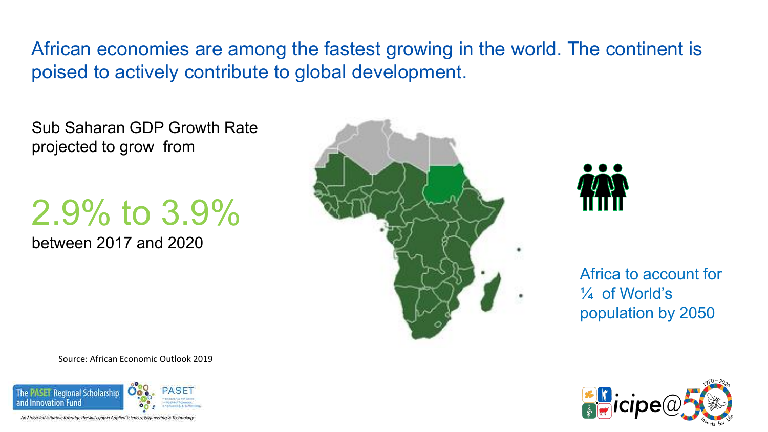# African economies are among the fastest growing in the world. The continent is poised to actively contribute to global development.

Sub Saharan GDP Growth Rate projected to grow from

## 2.9% to 3.9%

between 2017 and 2020

Africa to account for ¼ of World's population by 2050

Source: African Economic Outlook 2019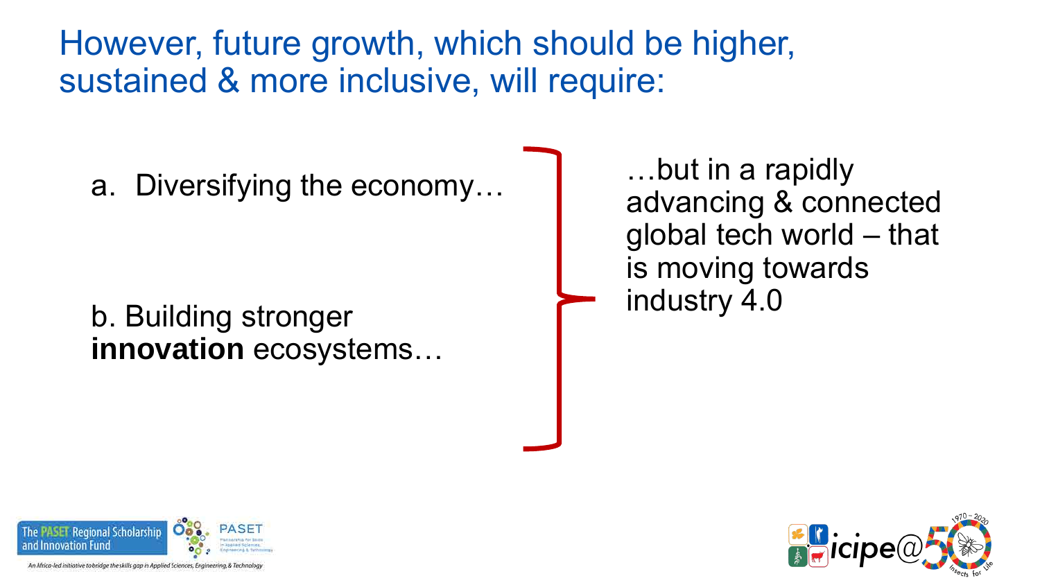## However, future growth, which should be higher, sustained & more inclusive, will require:

a. Diversifying the economy…

b. Building stronger **innovation** ecosystems…

…but in a rapidly advancing & connected global tech world – that is moving towards industry 4.0

The PASET Regional Scholarship and Innovation Fund

PASET Partnership for Skills in Applied Sciences, Engineering & Technology

An Africa-led initiative to bridge the skills gap in Applied Sciences, Engineering, & Technology

icipe@50 1970–2020 Insects for Life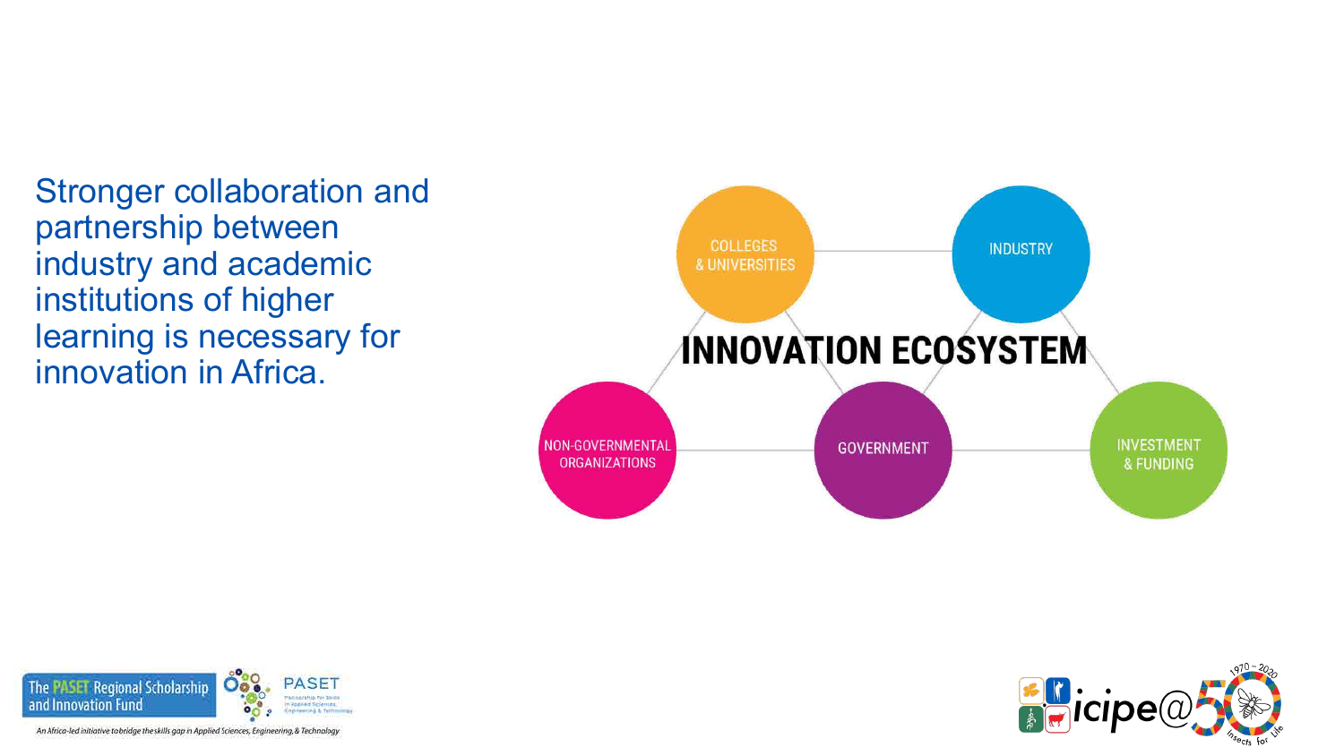Stronger collaboration and partnership between industry and academic institutions of higher learning is necessary for innovation in Africa.

**INNOVATION ECOSYSTEM**

- COLLEGES & UNIVERSITIES
- INDUSTRY
- NON-GOVERNMENTAL ORGANIZATIONS
- GOVERNMENT
- INVESTMENT & FUNDING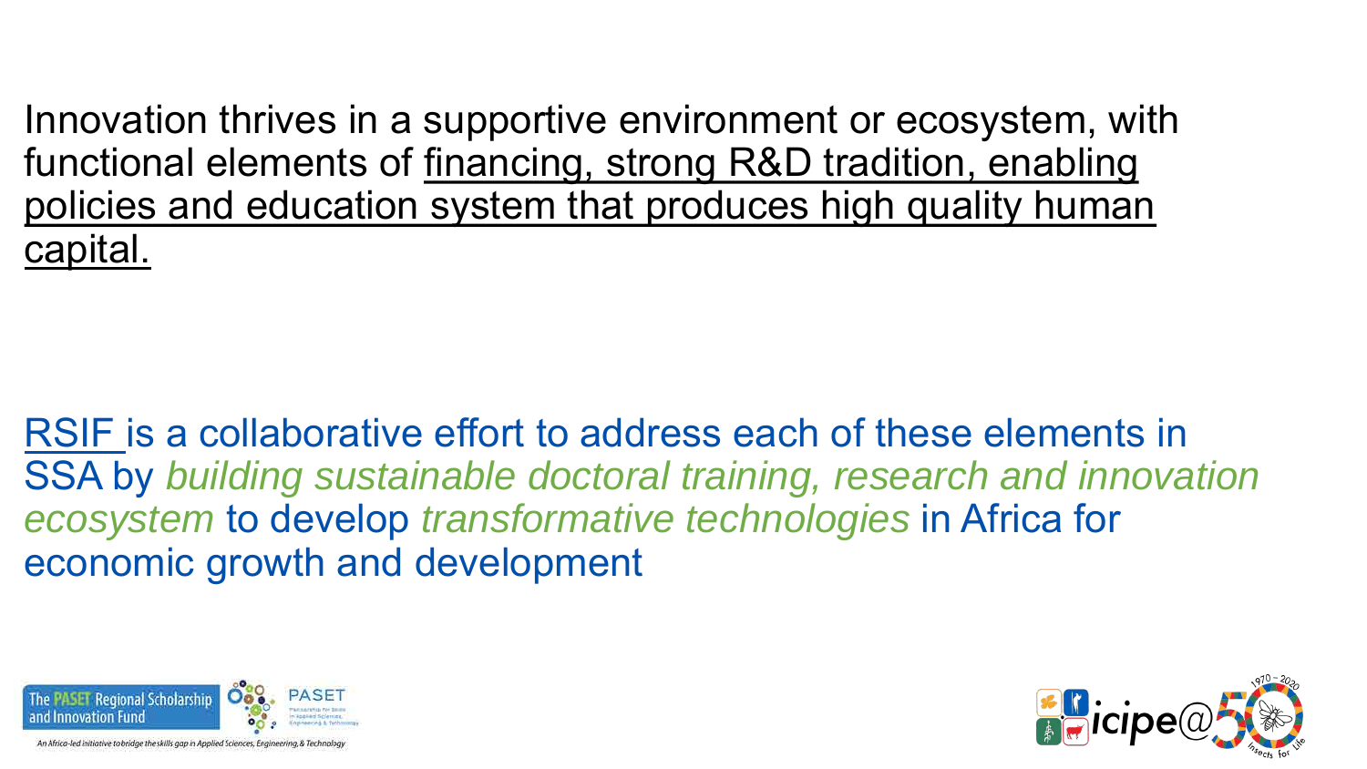Innovation thrives in a supportive environment or ecosystem, with functional elements of financing, strong R&D tradition, enabling policies and education system that produces high quality human capital.

RSIF is a collaborative effort to address each of these elements in SSA by *building sustainable doctoral training, research and innovation ecosystem* to develop *transformative technologies* in Africa for economic growth and development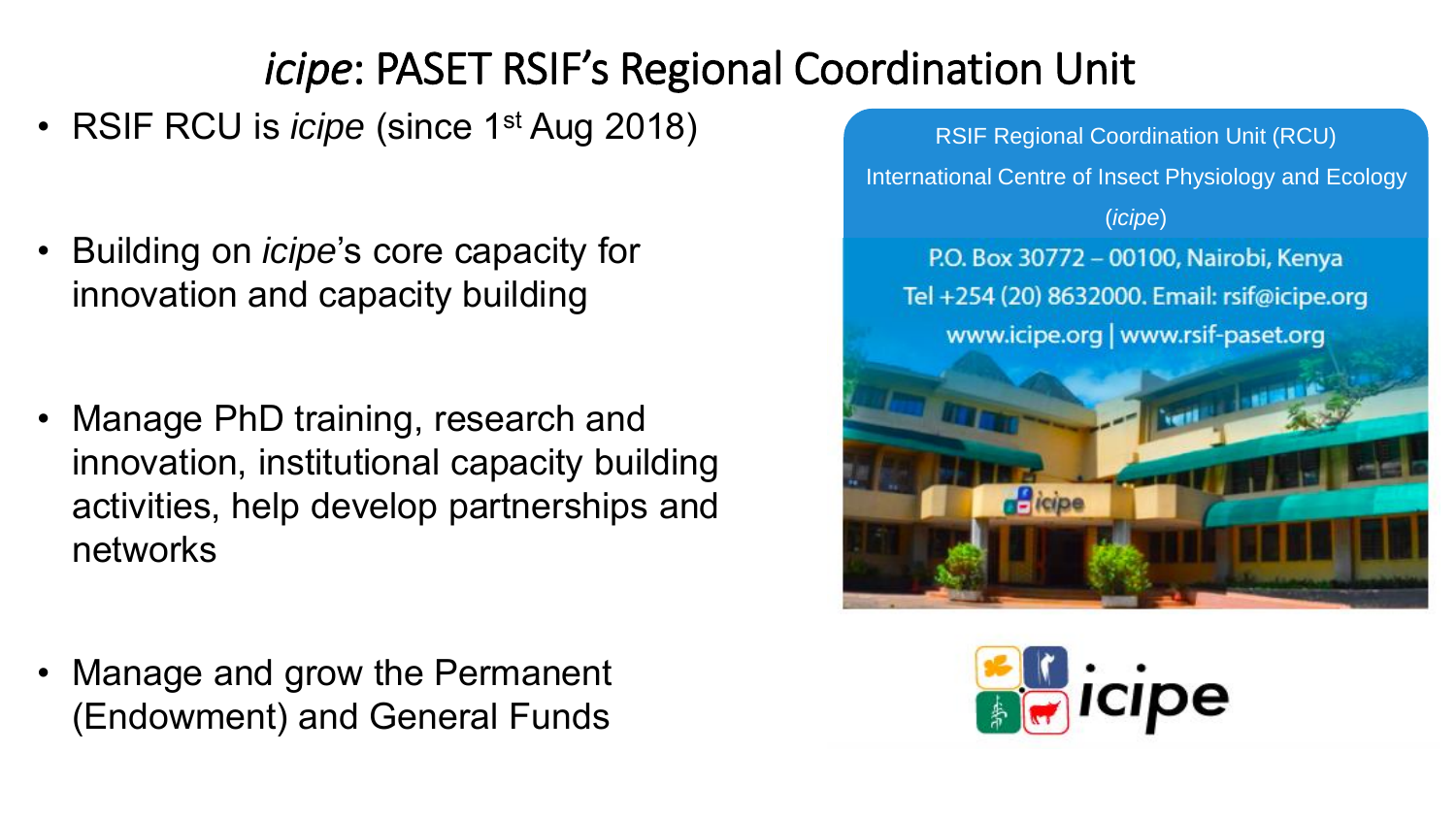# *icipe*: PASET RSIF's Regional Coordination Unit

- RSIF RCU is *icipe* (since 1st Aug 2018)
- Building on *icipe*'s core capacity for innovation and capacity building
- Manage PhD training, research and innovation, institutional capacity building activities, help develop partnerships and networks
- Manage and grow the Permanent (Endowment) and General Funds

RSIF Regional Coordination Unit (RCU)
International Centre of Insect Physiology and Ecology (*icipe*)
P.O. Box 30772 – 00100, Nairobi, Kenya
Tel +254 (20) 8632000. Email: rsif@icipe.org
www.icipe.org | www.rsif-paset.org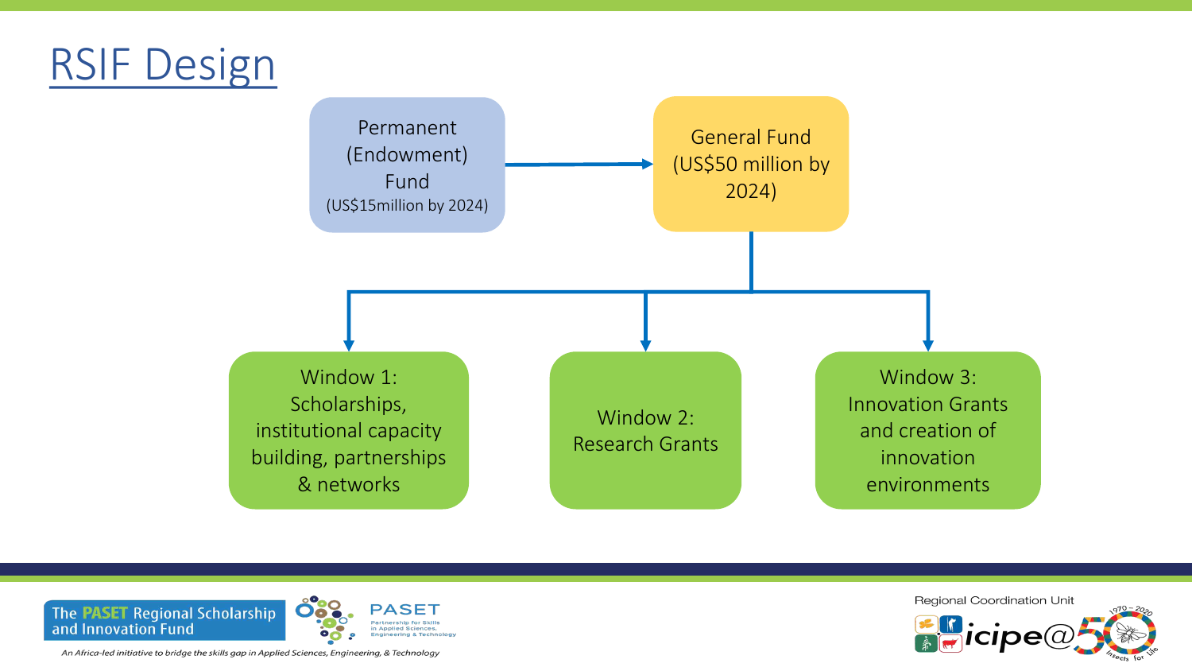# RSIF Design

Permanent (Endowment) Fund (US$15million by 2024)

General Fund (US$50 million by 2024)

Window 1: Scholarships, institutional capacity building, partnerships & networks

Window 2: Research Grants

Window 3: Innovation Grants and creation of innovation environments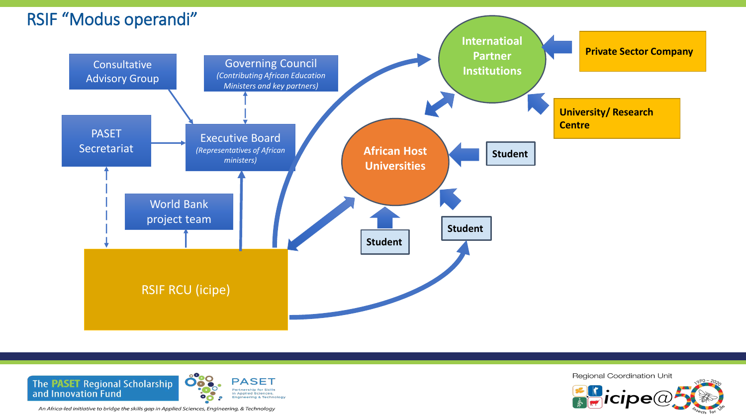# RSIF "Modus operandi"

- Consultative Advisory Group
- Governing Council *(Contributing African Education Ministers and key partners)*
- PASET Secretariat
- Executive Board *(Representatives of African ministers)*
- World Bank project team
- RSIF RCU (icipe)
- Internatioal Partner Institutions
- Private Sector Company
- University/ Research Centre
- African Host Universities
- Student
- Student
- Student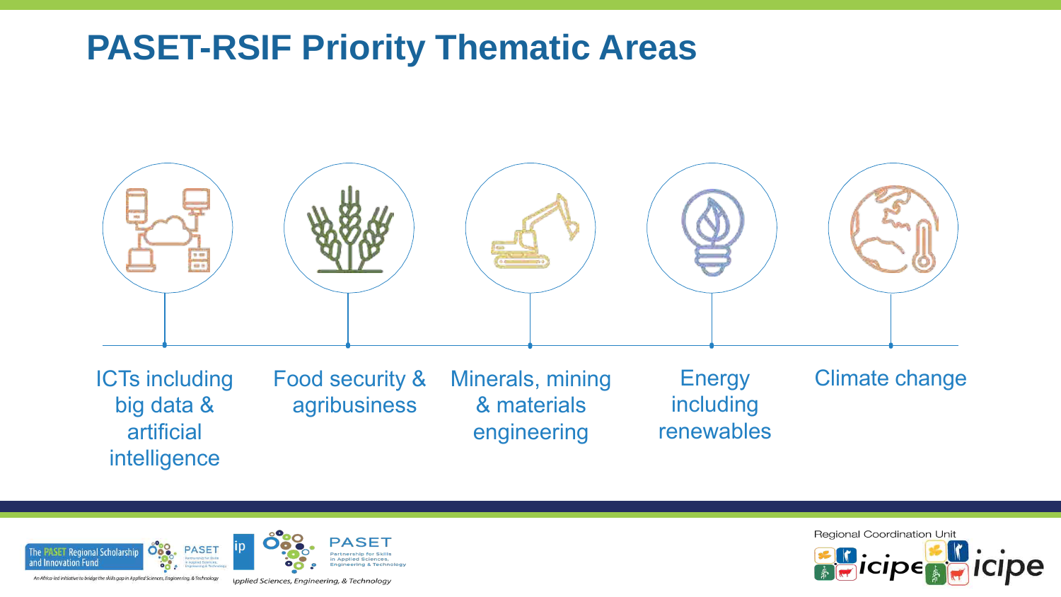# PASET-RSIF Priority Thematic Areas

- ICTs including big data & artificial intelligence
- Food security & agribusiness
- Minerals, mining & materials engineering
- Energy including renewables
- Climate change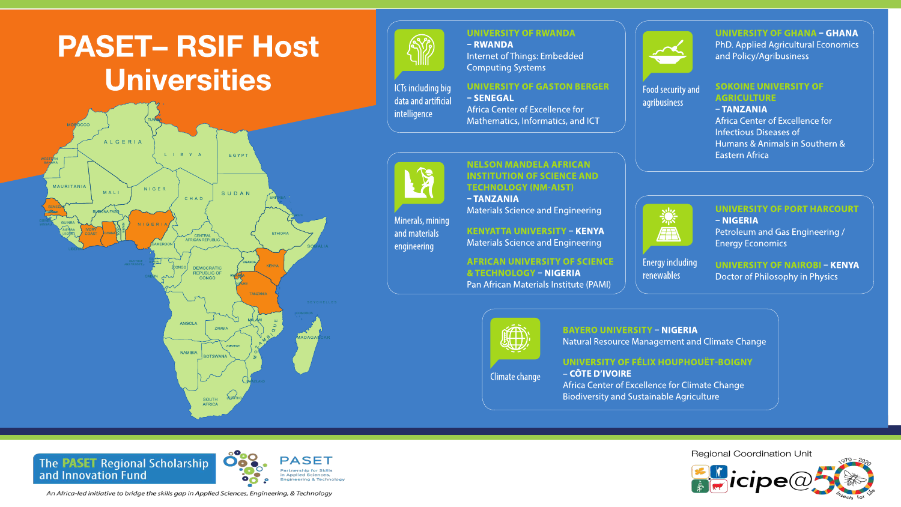# PASET– RSIF Host Universities

## ICTs including big data and artificial intelligence

**UNIVERSITY OF RWANDA – RWANDA**
Internet of Things: Embedded Computing Systems

**UNIVERSITY OF GASTON BERGER – SENEGAL**
Africa Center of Excellence for Mathematics, Informatics, and ICT

## Food security and agribusiness

**UNIVERSITY OF GHANA – GHANA**
PhD. Applied Agricultural Economics and Policy/Agribusiness

**SOKOINE UNIVERSITY OF AGRICULTURE – TANZANIA**
Africa Center of Excellence for Infectious Diseases of Humans & Animals in Southern & Eastern Africa

## Minerals, mining and materials engineering

**NELSON MANDELA AFRICAN INSTITUTION OF SCIENCE AND TECHNOLOGY (NM-AIST) – TANZANIA**
Materials Science and Engineering

**KENYATTA UNIVERSITY – KENYA**
Materials Science and Engineering

**AFRICAN UNIVERSITY OF SCIENCE & TECHNOLOGY – NIGERIA**
Pan African Materials Institute (PAMI)

## Energy including renewables

**UNIVERSITY OF PORT HARCOURT – NIGERIA**
Petroleum and Gas Engineering / Energy Economics

**UNIVERSITY OF NAIROBI – KENYA**
Doctor of Philosophy in Physics

## Climate change

**BAYERO UNIVERSITY – NIGERIA**
Natural Resource Management and Climate Change

**UNIVERSITY OF FÉLIX HOUPHOUËT-BOIGNY – CÔTE D'IVOIRE**
Africa Center of Excellence for Climate Change Biodiversity and Sustainable Agriculture

The PASET Regional Scholarship and Innovation Fund

PASET – Partnership for Skills in Applied Sciences, Engineering & Technology

*An Africa-led initiative to bridge the skills gap in Applied Sciences, Engineering, & Technology*

Regional Coordination Unit – icipe@50 (1970 – 2020)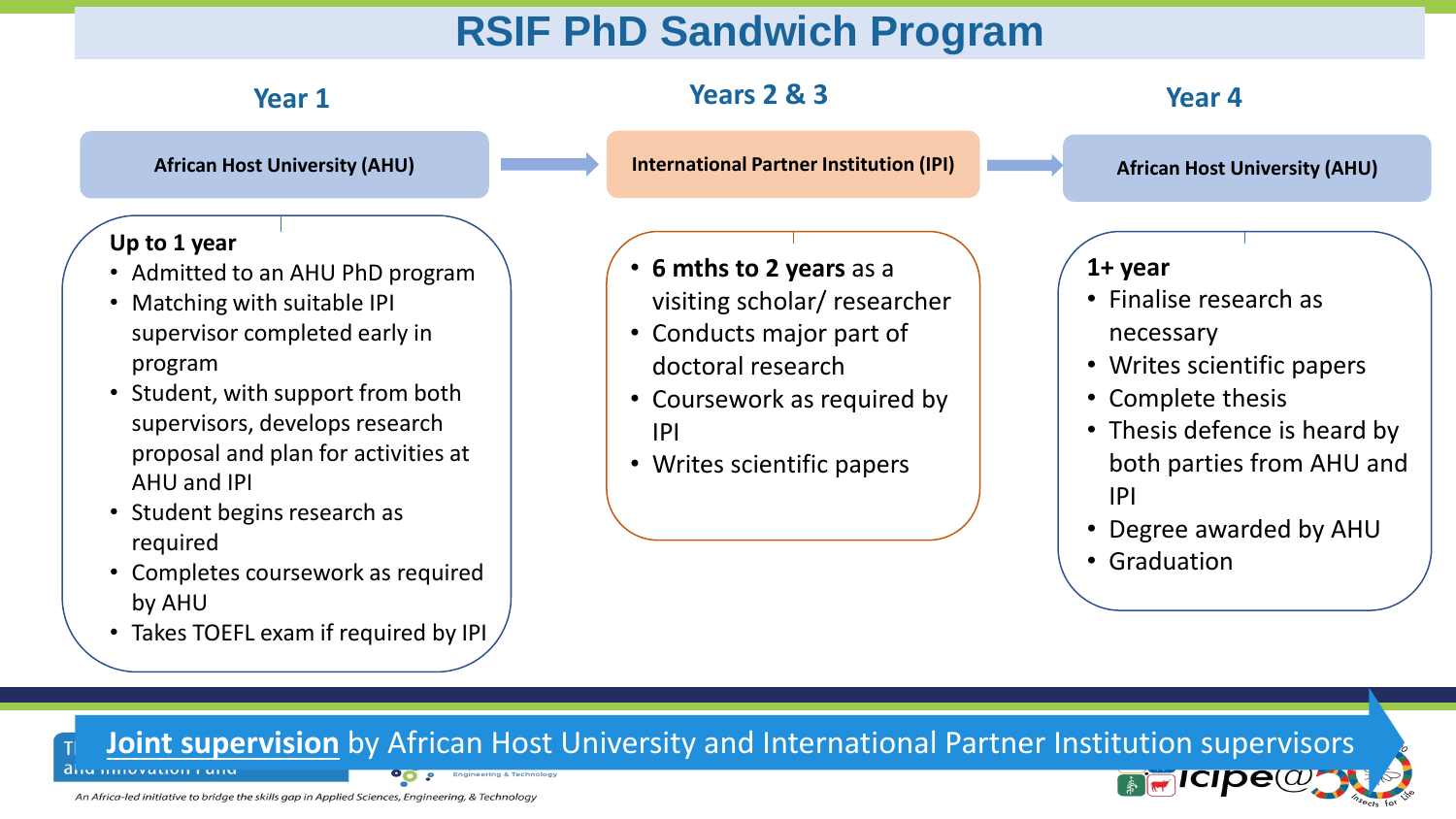# RSIF PhD Sandwich Program

## Year 1

**African Host University (AHU)**

**Up to 1 year**

- Admitted to an AHU PhD program
- Matching with suitable IPI supervisor completed early in program
- Student, with support from both supervisors, develops research proposal and plan for activities at AHU and IPI
- Student begins research as required
- Completes coursework as required by AHU
- Takes TOEFL exam if required by IPI

## Years 2 & 3

**International Partner Institution (IPI)**

- **6 mths to 2 years** as a visiting scholar/ researcher
- Conducts major part of doctoral research
- Coursework as required by IPI
- Writes scientific papers

## Year 4

**African Host University (AHU)**

**1+ year**

- Finalise research as necessary
- Writes scientific papers
- Complete thesis
- Thesis defence is heard by both parties from AHU and IPI
- Degree awarded by AHU
- Graduation

**Joint supervision** by African Host University and International Partner Institution supervisors

*An Africa-led initiative to bridge the skills gap in Applied Sciences, Engineering, & Technology*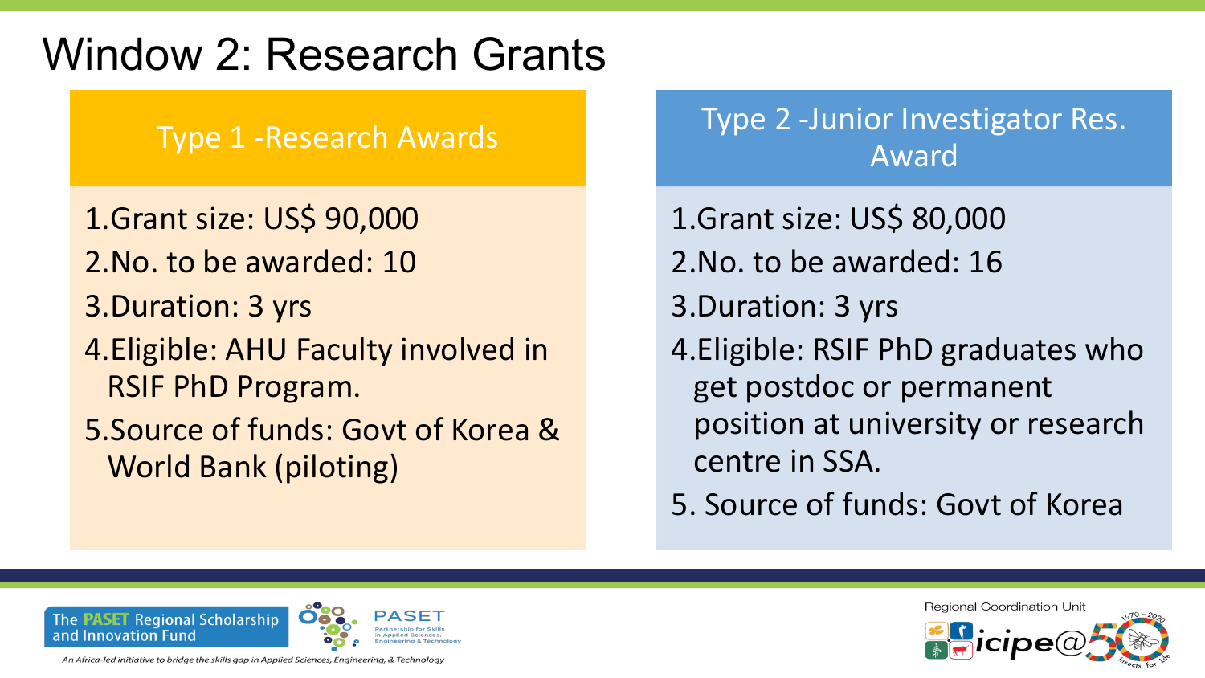# Window 2: Research Grants

## Type 1 -Research Awards

1. Grant size: US$ 90,000
2. No. to be awarded: 10
3. Duration: 3 yrs
4. Eligible: AHU Faculty involved in RSIF PhD Program.
5. Source of funds: Govt of Korea & World Bank (piloting)

## Type 2 -Junior Investigator Res. Award

1. Grant size: US$ 80,000
2. No. to be awarded: 16
3. Duration: 3 yrs
4. Eligible: RSIF PhD graduates who get postdoc or permanent position at university or research centre in SSA.
5. Source of funds: Govt of Korea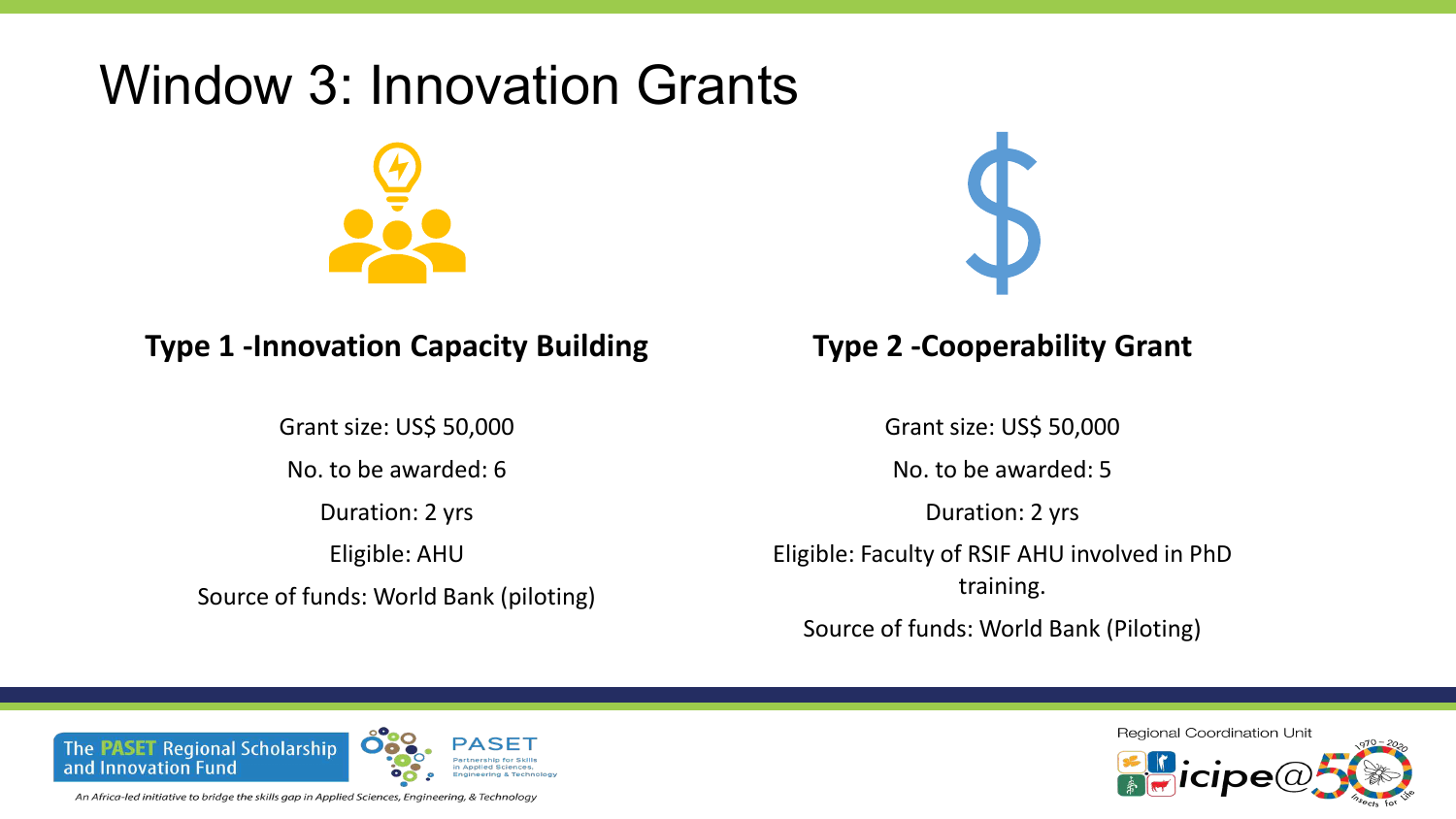# Window 3: Innovation Grants

## Type 1 -Innovation Capacity Building

Grant size: US$ 50,000

No. to be awarded: 6

Duration: 2 yrs

Eligible: AHU

Source of funds: World Bank (piloting)

## Type 2 -Cooperability Grant

Grant size: US$ 50,000

No. to be awarded: 5

Duration: 2 yrs

Eligible: Faculty of RSIF AHU involved in PhD training.

Source of funds: World Bank (Piloting)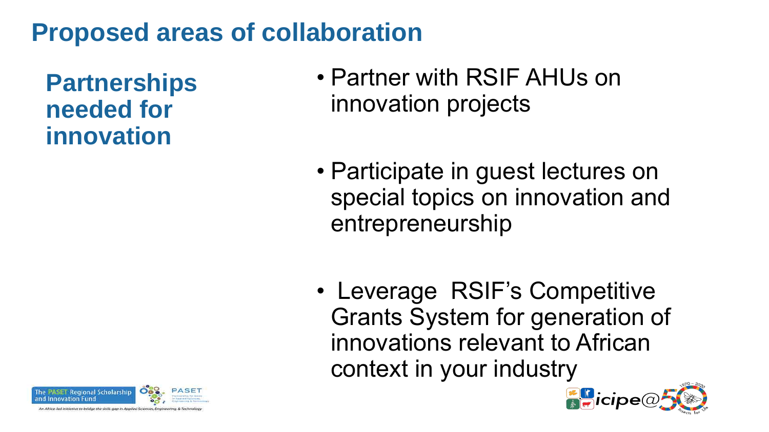# Proposed areas of collaboration

## Partnerships needed for innovation

- Partner with RSIF AHUs on innovation projects
- Participate in guest lectures on special topics on innovation and entrepreneurship
- Leverage RSIF's Competitive Grants System for generation of innovations relevant to African context in your industry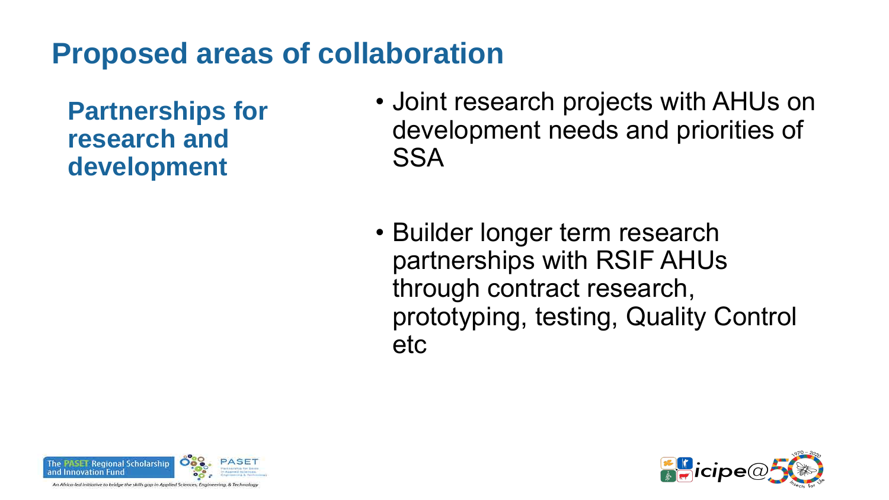# Proposed areas of collaboration

**Partnerships for research and development**

- Joint research projects with AHUs on development needs and priorities of SSA
- Builder longer term research partnerships with RSIF AHUs through contract research, prototyping, testing, Quality Control etc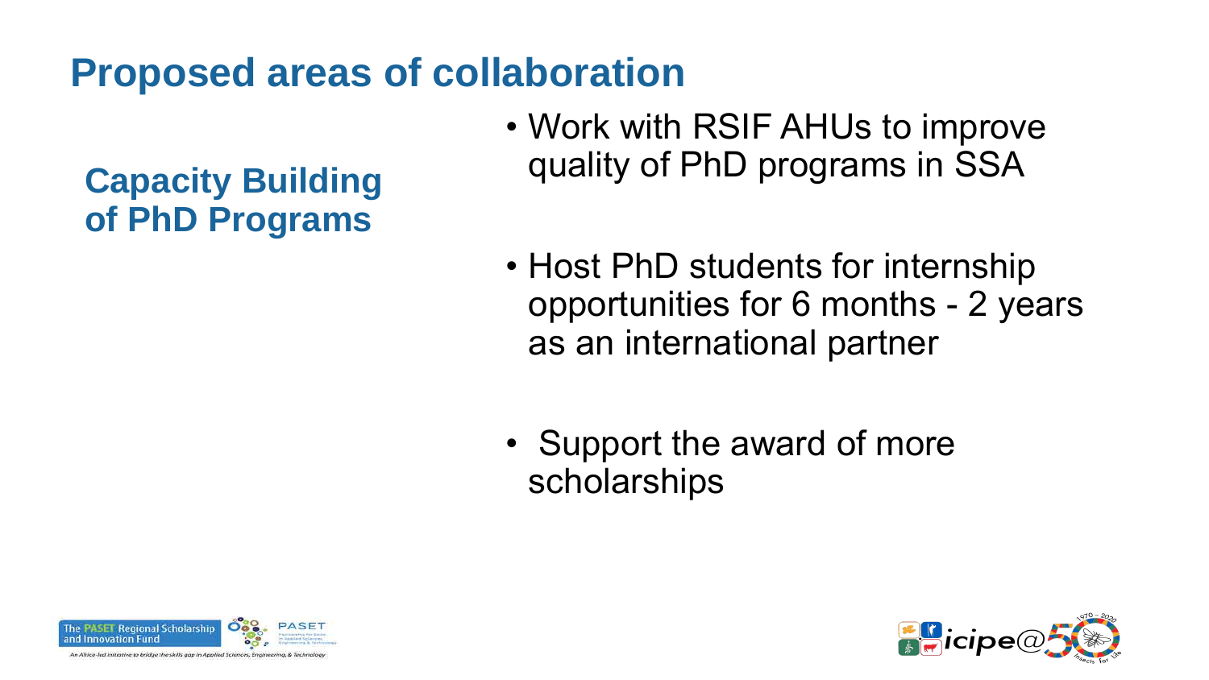# Proposed areas of collaboration

## Capacity Building of PhD Programs

- Work with RSIF AHUs to improve quality of PhD programs in SSA
- Host PhD students for internship opportunities for 6 months - 2 years as an international partner
- Support the award of more scholarships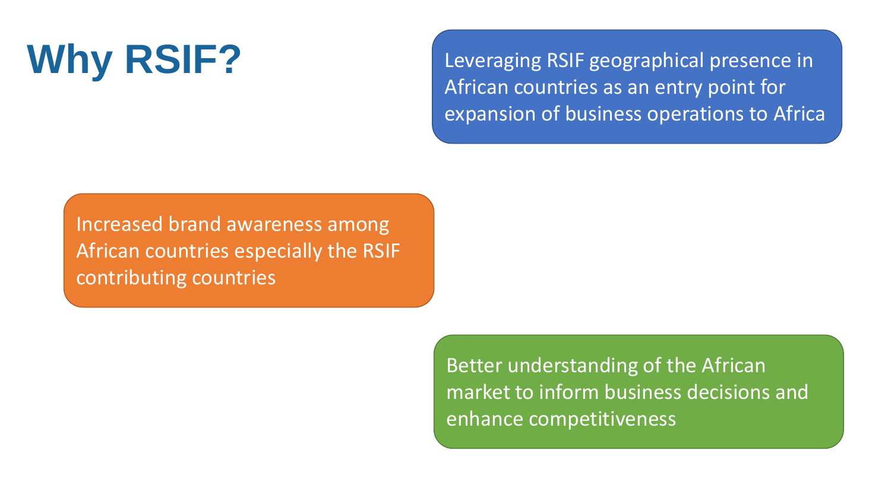# Why RSIF?

Leveraging RSIF geographical presence in African countries as an entry point for expansion of business operations to Africa

Increased brand awareness among African countries especially the RSIF contributing countries

Better understanding of the African market to inform business decisions and enhance competitiveness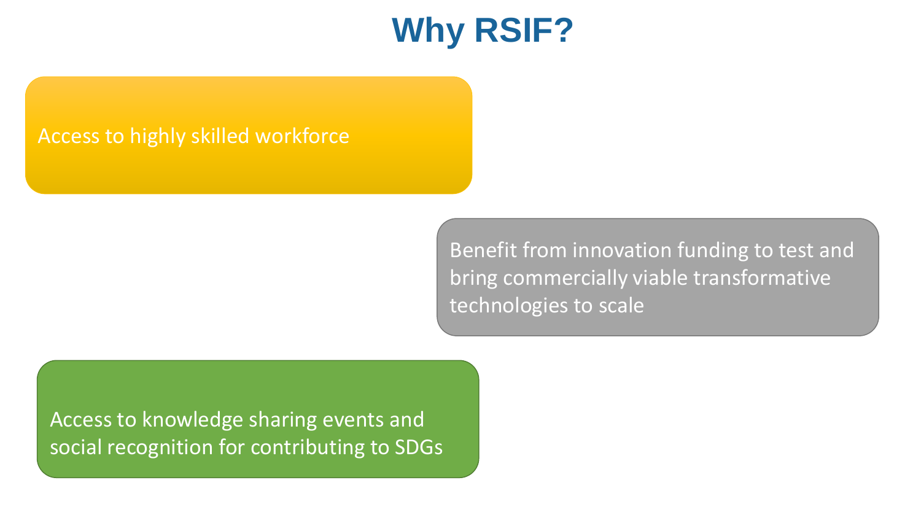# Why RSIF?

- Access to highly skilled workforce
- Benefit from innovation funding to test and bring commercially viable transformative technologies to scale
- Access to knowledge sharing events and social recognition for contributing to SDGs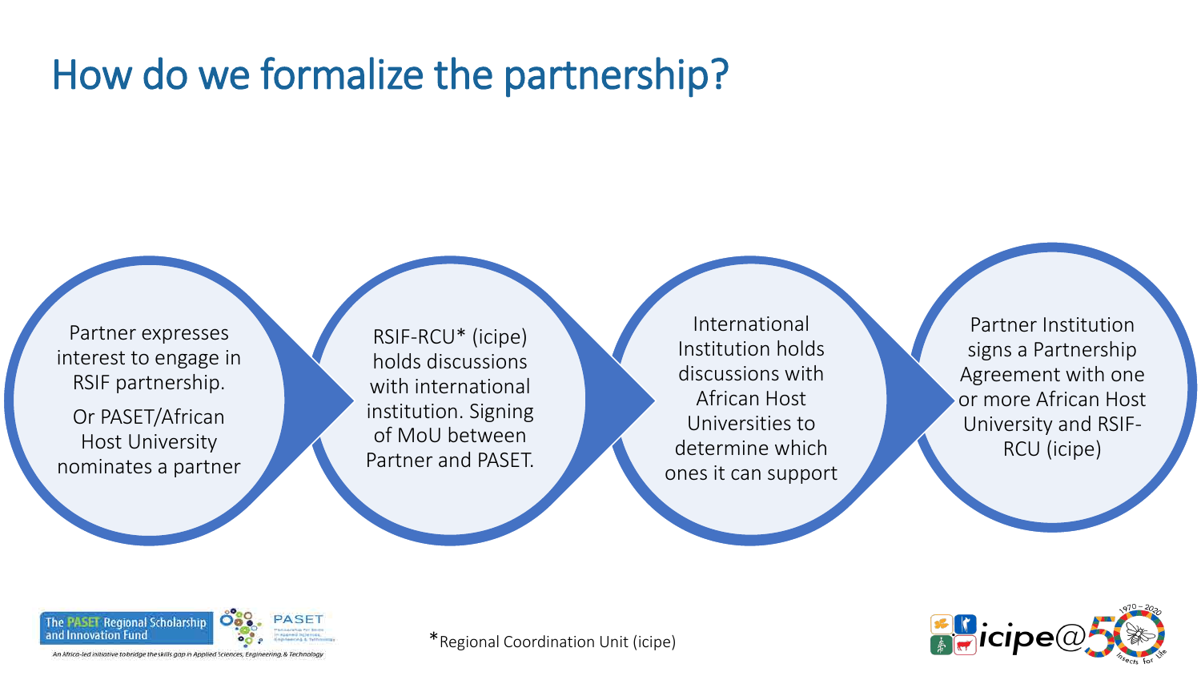# How do we formalize the partnership?

1. Partner expresses interest to engage in RSIF partnership.

   Or PASET/African Host University nominates a partner

2. RSIF-RCU* (icipe) holds discussions with international institution. Signing of MoU between Partner and PASET.

3. International Institution holds discussions with African Host Universities to determine which ones it can support

4. Partner Institution signs a Partnership Agreement with one or more African Host University and RSIF-RCU (icipe)

*Regional Coordination Unit (icipe)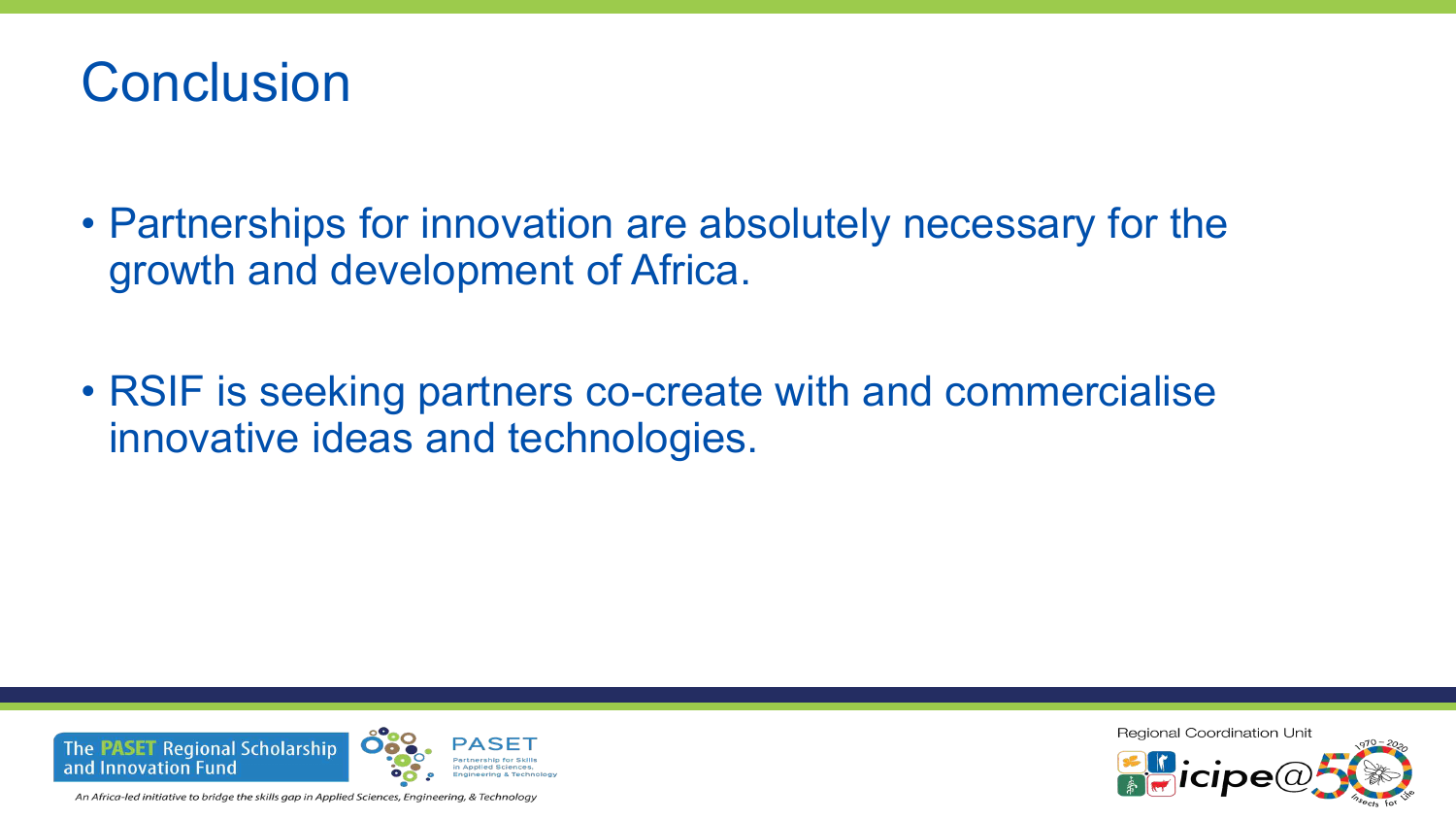# Conclusion

- Partnerships for innovation are absolutely necessary for the growth and development of Africa.
- RSIF is seeking partners co-create with and commercialise innovative ideas and technologies.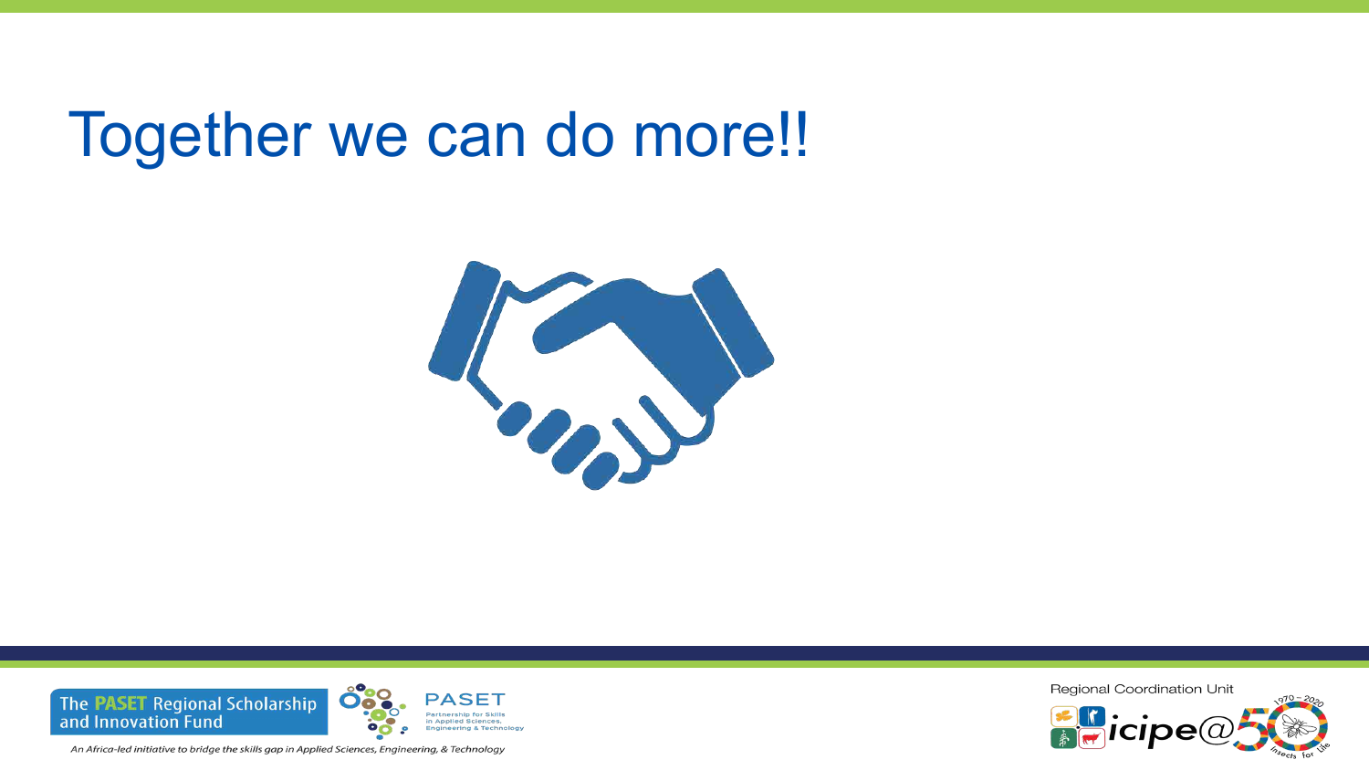# Together we can do more!!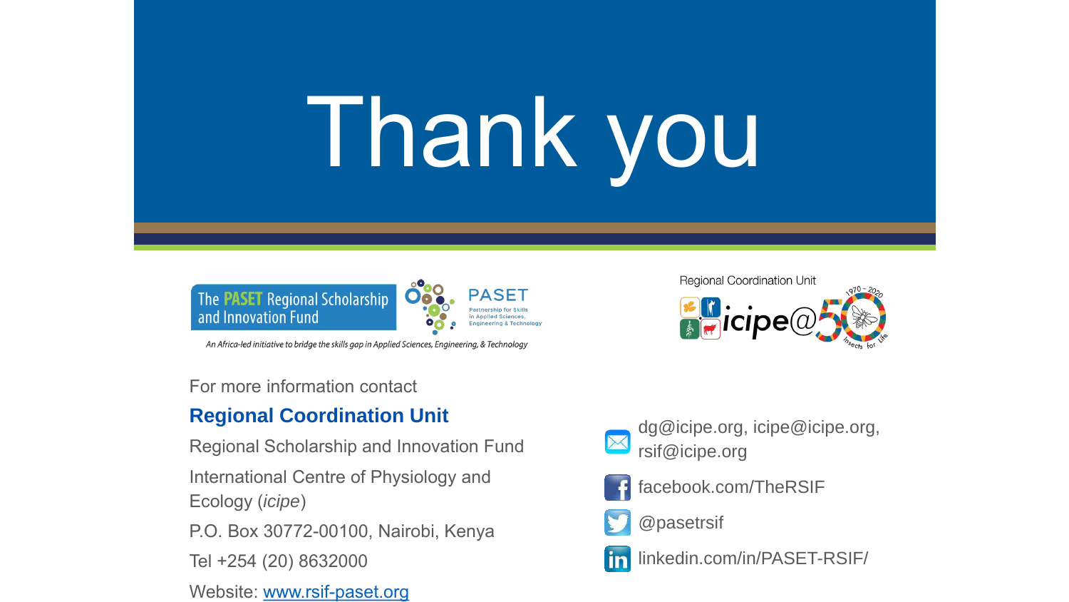# Thank you

The PASET Regional Scholarship and Innovation Fund

PASET Partnership for Skills in Applied Sciences, Engineering & Technology

*An Africa-led initiative to bridge the skills gap in Applied Sciences, Engineering, & Technology*

Regional Coordination Unit

icipe@50 1970 – 2020 Insects for Life

For more information contact

## Regional Coordination Unit

Regional Scholarship and Innovation Fund

International Centre of Physiology and Ecology (*icipe*)

P.O. Box 30772-00100, Nairobi, Kenya

Tel +254 (20) 8632000

Website: [www.rsif-paset.org](www.rsif-paset.org)

dg@icipe.org, icipe@icipe.org, rsif@icipe.org

facebook.com/TheRSIF

@pasetrsif

linkedin.com/in/PASET-RSIF/